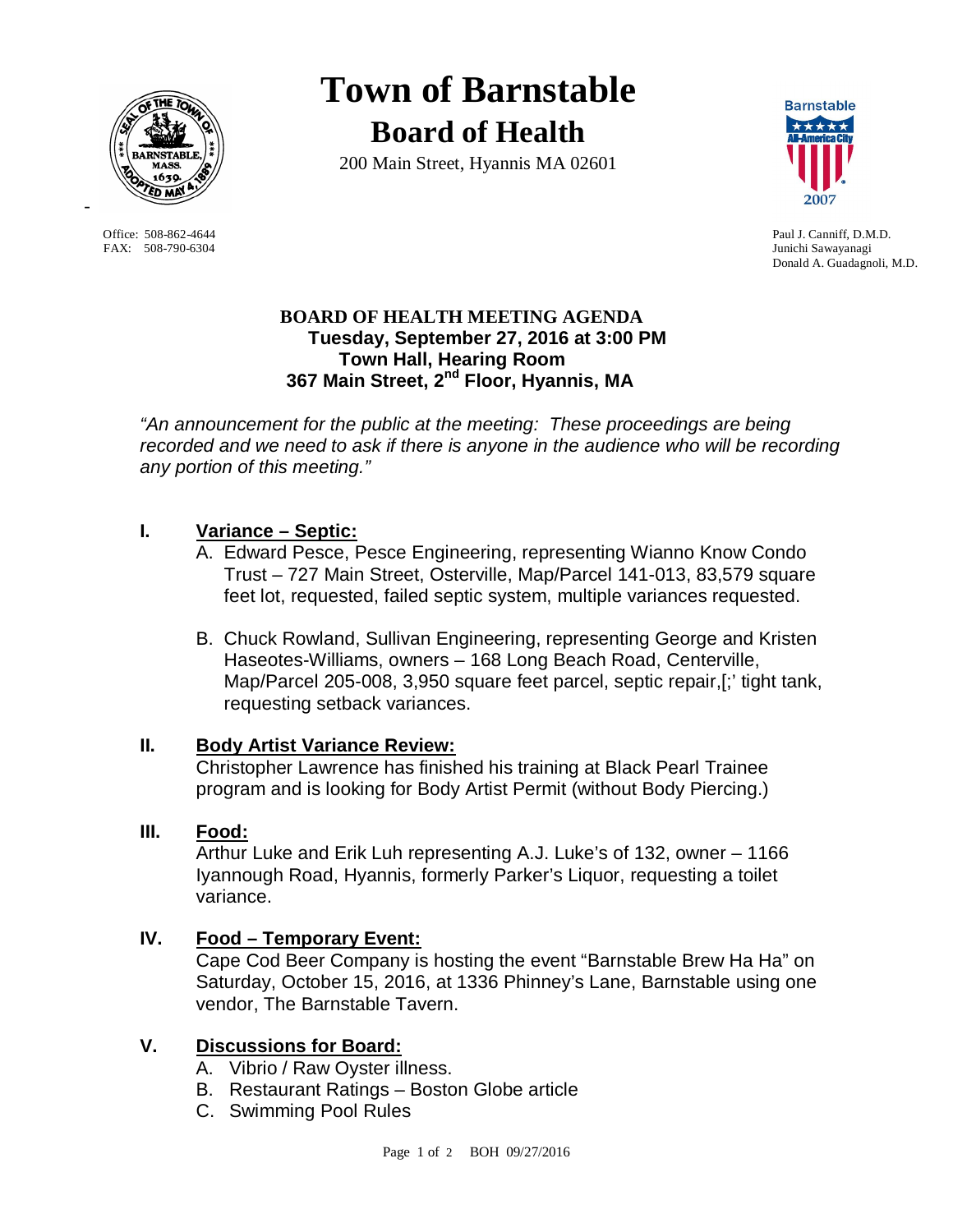# Town of Barnstable

## Board of Health

200 Main Street, Hyannis MA 02601

Office: 508-862-4644
FAX: 508-790-6304

Paul J. Canniff, D.M.D.
Junichi Sawayanagi
Donald A. Guadagnoli, M.D.

**BOARD OF HEALTH MEETING AGENDA**
**Tuesday, September 27, 2016 at 3:00 PM**
**Town Hall, Hearing Room**
**367 Main Street, 2nd Floor, Hyannis, MA**

*"An announcement for the public at the meeting: These proceedings are being recorded and we need to ask if there is anyone in the audience who will be recording any portion of this meeting."*

**I. Variance – Septic:**

A. Edward Pesce, Pesce Engineering, representing Wianno Know Condo Trust – 727 Main Street, Osterville, Map/Parcel 141-013, 83,579 square feet lot, requested, failed septic system, multiple variances requested.

B. Chuck Rowland, Sullivan Engineering, representing George and Kristen Haseotes-Williams, owners – 168 Long Beach Road, Centerville, Map/Parcel 205-008, 3,950 square feet parcel, septic repair,[;' tight tank, requesting setback variances.

**II. Body Artist Variance Review:**

Christopher Lawrence has finished his training at Black Pearl Trainee program and is looking for Body Artist Permit (without Body Piercing.)

**III. Food:**

Arthur Luke and Erik Luh representing A.J. Luke's of 132, owner – 1166 Iyannough Road, Hyannis, formerly Parker's Liquor, requesting a toilet variance.

**IV. Food – Temporary Event:**

Cape Cod Beer Company is hosting the event "Barnstable Brew Ha Ha" on Saturday, October 15, 2016, at 1336 Phinney's Lane, Barnstable using one vendor, The Barnstable Tavern.

**V. Discussions for Board:**

A. Vibrio / Raw Oyster illness.
B. Restaurant Ratings – Boston Globe article
C. Swimming Pool Rules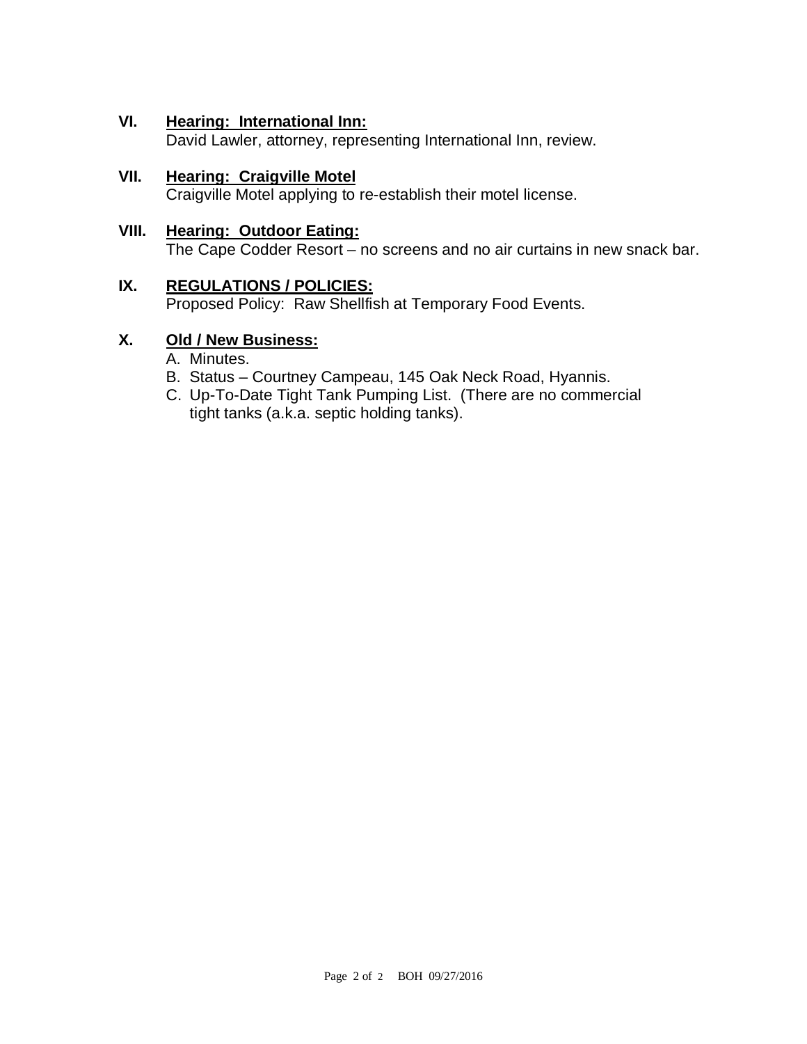**VI. <u>Hearing: International Inn:</u>**

David Lawler, attorney, representing International Inn, review.

**VII. <u>Hearing: Craigville Motel</u>**

Craigville Motel applying to re-establish their motel license.

**VIII. <u>Hearing: Outdoor Eating:</u>**

The Cape Codder Resort – no screens and no air curtains in new snack bar.

**IX. <u>REGULATIONS / POLICIES:</u>**

Proposed Policy: Raw Shellfish at Temporary Food Events.

**X. <u>Old / New Business:</u>**

A. Minutes.
B. Status – Courtney Campeau, 145 Oak Neck Road, Hyannis.
C. Up-To-Date Tight Tank Pumping List. (There are no commercial tight tanks (a.k.a. septic holding tanks).